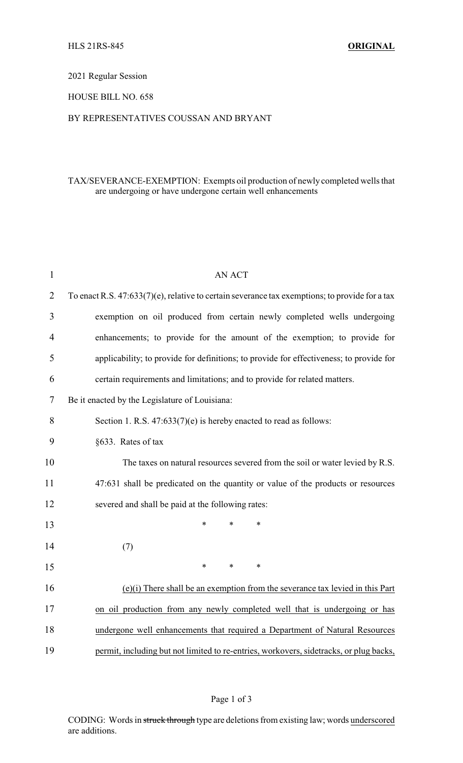HLS 21RS-845 **ORIGINAL**

2021 Regular Session

HOUSE BILL NO. 658

BY REPRESENTATIVES COUSSAN AND BRYANT

TAX/SEVERANCE-EXEMPTION: Exempts oil production of newly completed wells that are undergoing or have undergone certain well enhancements

AN ACT

To enact R.S. 47:633(7)(e), relative to certain severance tax exemptions; to provide for a tax exemption on oil produced from certain newly completed wells undergoing enhancements; to provide for the amount of the exemption; to provide for applicability; to provide for definitions; to provide for effectiveness; to provide for certain requirements and limitations; and to provide for related matters.

Be it enacted by the Legislature of Louisiana:

Section 1. R.S. 47:633(7)(e) is hereby enacted to read as follows:

§633. Rates of tax

The taxes on natural resources severed from the soil or water levied by R.S. 47:631 shall be predicated on the quantity or value of the products or resources severed and shall be paid at the following rates:

\* \* \*

(7)

\* \* \*

(e)(i) There shall be an exemption from the severance tax levied in this Part on oil production from any newly completed well that is undergoing or has undergone well enhancements that required a Department of Natural Resources permit, including but not limited to re-entries, workovers, sidetracks, or plug backs,

CODING: Words in ~~struck through~~ type are deletions from existing law; words underscored are additions.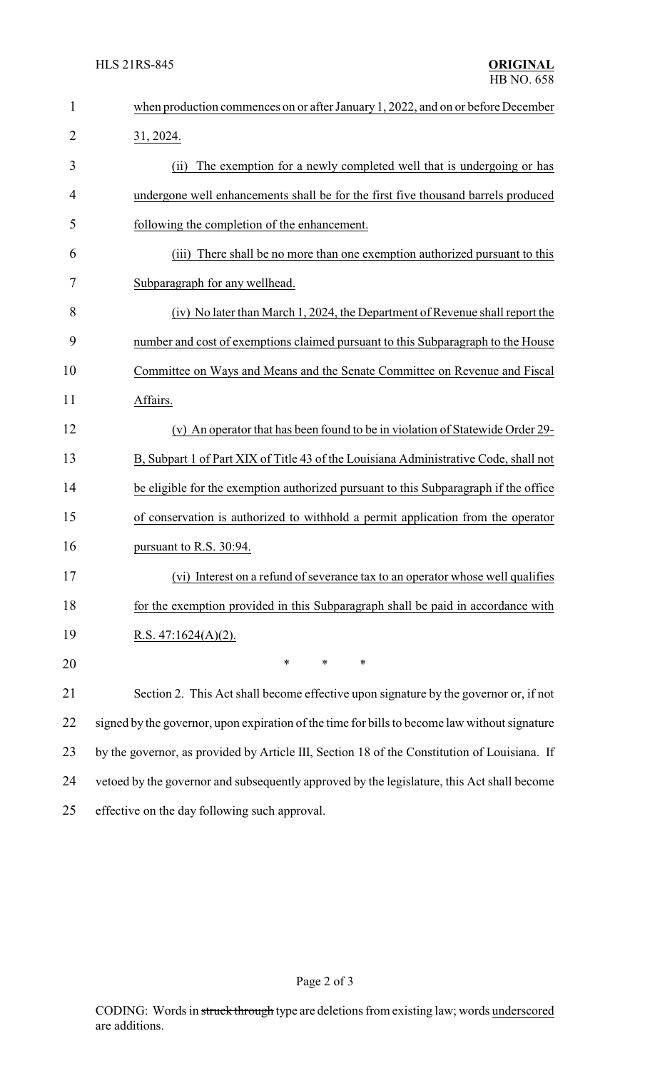when production commences on or after January 1, 2022, and on or before December 31, 2024.

(ii) The exemption for a newly completed well that is undergoing or has undergone well enhancements shall be for the first five thousand barrels produced following the completion of the enhancement.

(iii) There shall be no more than one exemption authorized pursuant to this Subparagraph for any wellhead.

(iv) No later than March 1, 2024, the Department of Revenue shall report the number and cost of exemptions claimed pursuant to this Subparagraph to the House Committee on Ways and Means and the Senate Committee on Revenue and Fiscal Affairs.

(v) An operator that has been found to be in violation of Statewide Order 29-B, Subpart 1 of Part XIX of Title 43 of the Louisiana Administrative Code, shall not be eligible for the exemption authorized pursuant to this Subparagraph if the office of conservation is authorized to withhold a permit application from the operator pursuant to R.S. 30:94.

(vi) Interest on a refund of severance tax to an operator whose well qualifies for the exemption provided in this Subparagraph shall be paid in accordance with R.S. 47:1624(A)(2).

\* \* \*

Section 2. This Act shall become effective upon signature by the governor or, if not signed by the governor, upon expiration of the time for bills to become law without signature by the governor, as provided by Article III, Section 18 of the Constitution of Louisiana. If vetoed by the governor and subsequently approved by the legislature, this Act shall become effective on the day following such approval.

CODING: Words in ~~struck through~~ type are deletions from existing law; words underscored are additions.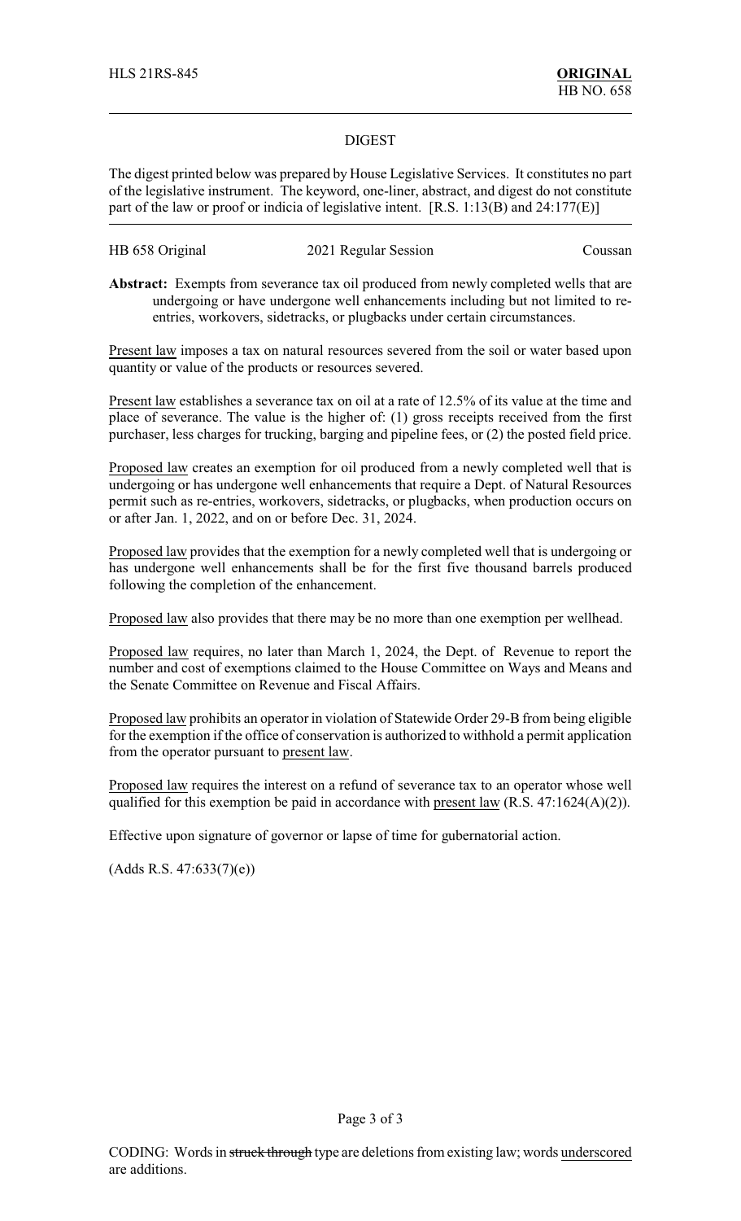HLS 21RS-845 **ORIGINAL**
HB NO. 658

DIGEST

The digest printed below was prepared by House Legislative Services. It constitutes no part of the legislative instrument. The keyword, one-liner, abstract, and digest do not constitute part of the law or proof or indicia of legislative intent. [R.S. 1:13(B) and 24:177(E)]

| HB 658 Original | 2021 Regular Session | Coussan |
|---|---|---|

**Abstract:** Exempts from severance tax oil produced from newly completed wells that are undergoing or have undergone well enhancements including but not limited to re-entries, workovers, sidetracks, or plugbacks under certain circumstances.

Present law imposes a tax on natural resources severed from the soil or water based upon quantity or value of the products or resources severed.

Present law establishes a severance tax on oil at a rate of 12.5% of its value at the time and place of severance. The value is the higher of: (1) gross receipts received from the first purchaser, less charges for trucking, barging and pipeline fees, or (2) the posted field price.

Proposed law creates an exemption for oil produced from a newly completed well that is undergoing or has undergone well enhancements that require a Dept. of Natural Resources permit such as re-entries, workovers, sidetracks, or plugbacks, when production occurs on or after Jan. 1, 2022, and on or before Dec. 31, 2024.

Proposed law provides that the exemption for a newly completed well that is undergoing or has undergone well enhancements shall be for the first five thousand barrels produced following the completion of the enhancement.

Proposed law also provides that there may be no more than one exemption per wellhead.

Proposed law requires, no later than March 1, 2024, the Dept. of Revenue to report the number and cost of exemptions claimed to the House Committee on Ways and Means and the Senate Committee on Revenue and Fiscal Affairs.

Proposed law prohibits an operator in violation of Statewide Order 29-B from being eligible for the exemption if the office of conservation is authorized to withhold a permit application from the operator pursuant to present law.

Proposed law requires the interest on a refund of severance tax to an operator whose well qualified for this exemption be paid in accordance with present law (R.S. 47:1624(A)(2)).

Effective upon signature of governor or lapse of time for gubernatorial action.

(Adds R.S. 47:633(7)(e))

CODING: Words in ~~struck through~~ type are deletions from existing law; words underscored are additions.